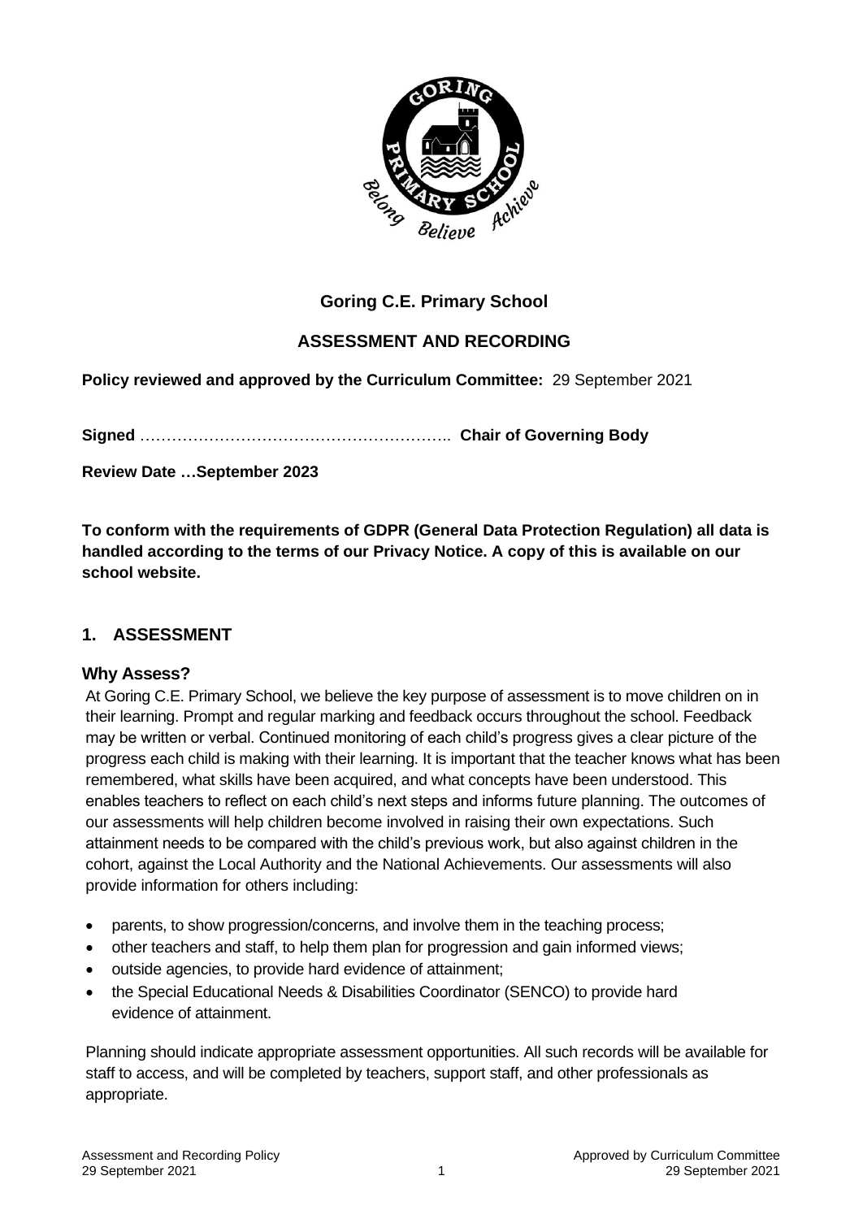# Goring C.E. Primary School

## ASSESSMENT AND RECORDING

**Policy reviewed and approved by the Curriculum Committee:** 29 September 2021

**Signed** ………………………………………………….. **Chair of Governing Body**

**Review Date …September 2023**

**To conform with the requirements of GDPR (General Data Protection Regulation) all data is handled according to the terms of our Privacy Notice. A copy of this is available on our school website.**

## 1. ASSESSMENT

### Why Assess?

At Goring C.E. Primary School, we believe the key purpose of assessment is to move children on in their learning. Prompt and regular marking and feedback occurs throughout the school. Feedback may be written or verbal. Continued monitoring of each child's progress gives a clear picture of the progress each child is making with their learning. It is important that the teacher knows what has been remembered, what skills have been acquired, and what concepts have been understood. This enables teachers to reflect on each child's next steps and informs future planning. The outcomes of our assessments will help children become involved in raising their own expectations. Such attainment needs to be compared with the child's previous work, but also against children in the cohort, against the Local Authority and the National Achievements. Our assessments will also provide information for others including:

- parents, to show progression/concerns, and involve them in the teaching process;
- other teachers and staff, to help them plan for progression and gain informed views;
- outside agencies, to provide hard evidence of attainment;
- the Special Educational Needs & Disabilities Coordinator (SENCO) to provide hard evidence of attainment.

Planning should indicate appropriate assessment opportunities. All such records will be available for staff to access, and will be completed by teachers, support staff, and other professionals as appropriate.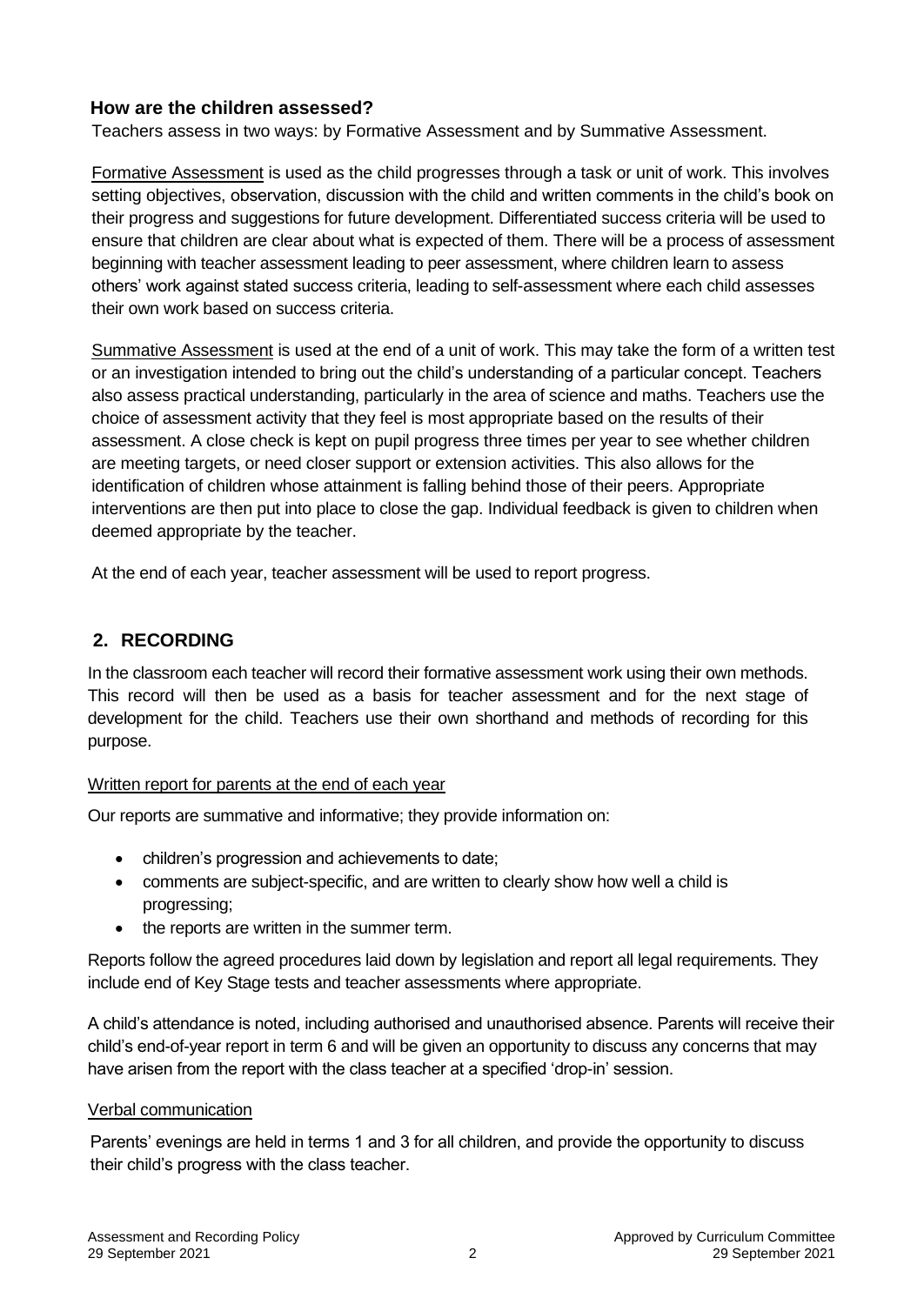### How are the children assessed?

Teachers assess in two ways: by Formative Assessment and by Summative Assessment.

Formative Assessment is used as the child progresses through a task or unit of work. This involves setting objectives, observation, discussion with the child and written comments in the child's book on their progress and suggestions for future development. Differentiated success criteria will be used to ensure that children are clear about what is expected of them. There will be a process of assessment beginning with teacher assessment leading to peer assessment, where children learn to assess others' work against stated success criteria, leading to self-assessment where each child assesses their own work based on success criteria.

Summative Assessment is used at the end of a unit of work. This may take the form of a written test or an investigation intended to bring out the child's understanding of a particular concept. Teachers also assess practical understanding, particularly in the area of science and maths. Teachers use the choice of assessment activity that they feel is most appropriate based on the results of their assessment. A close check is kept on pupil progress three times per year to see whether children are meeting targets, or need closer support or extension activities. This also allows for the identification of children whose attainment is falling behind those of their peers. Appropriate interventions are then put into place to close the gap. Individual feedback is given to children when deemed appropriate by the teacher.

At the end of each year, teacher assessment will be used to report progress.

## 2. RECORDING

In the classroom each teacher will record their formative assessment work using their own methods. This record will then be used as a basis for teacher assessment and for the next stage of development for the child. Teachers use their own shorthand and methods of recording for this purpose.

Written report for parents at the end of each year

Our reports are summative and informative; they provide information on:

- children's progression and achievements to date;
- comments are subject-specific, and are written to clearly show how well a child is progressing;
- the reports are written in the summer term.

Reports follow the agreed procedures laid down by legislation and report all legal requirements. They include end of Key Stage tests and teacher assessments where appropriate.

A child's attendance is noted, including authorised and unauthorised absence. Parents will receive their child's end-of-year report in term 6 and will be given an opportunity to discuss any concerns that may have arisen from the report with the class teacher at a specified 'drop-in' session.

Verbal communication

Parents' evenings are held in terms 1 and 3 for all children, and provide the opportunity to discuss their child's progress with the class teacher.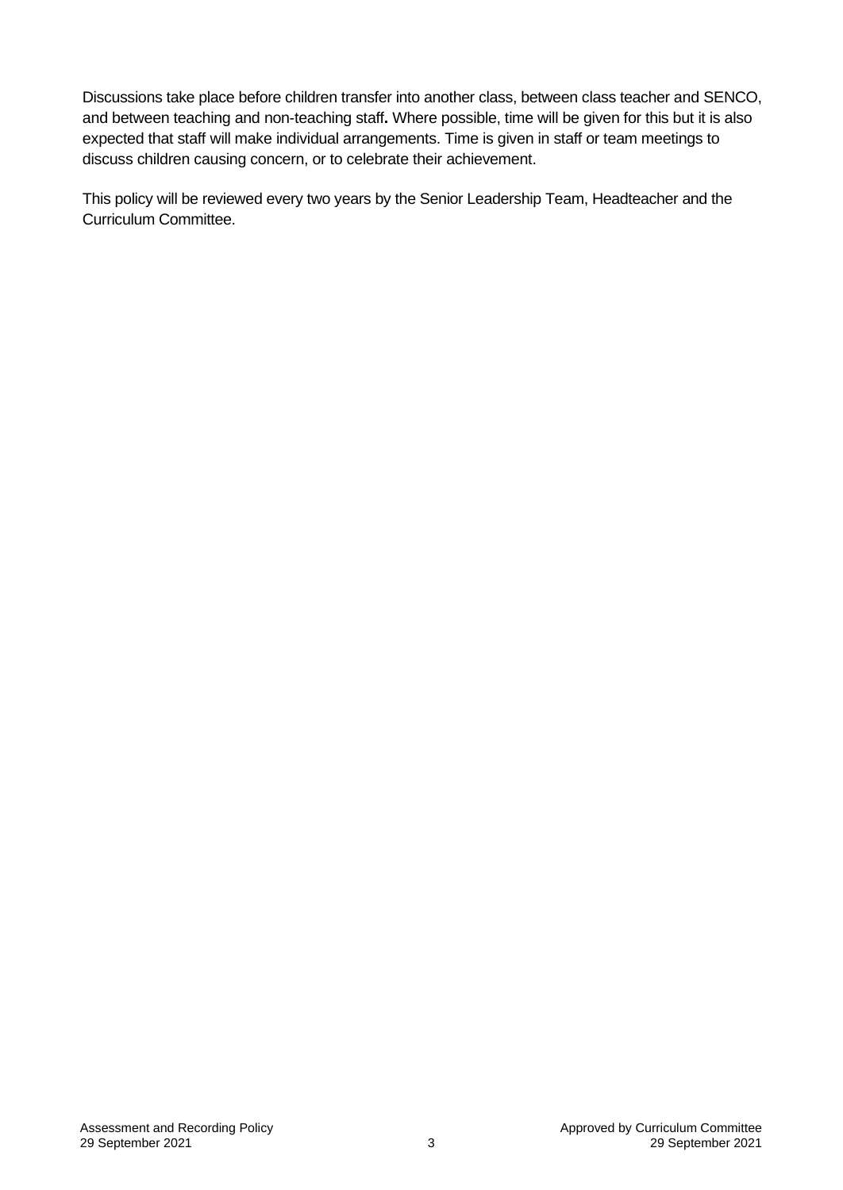Discussions take place before children transfer into another class, between class teacher and SENCO, and between teaching and non-teaching staff. Where possible, time will be given for this but it is also expected that staff will make individual arrangements. Time is given in staff or team meetings to discuss children causing concern, or to celebrate their achievement.

This policy will be reviewed every two years by the Senior Leadership Team, Headteacher and the Curriculum Committee.